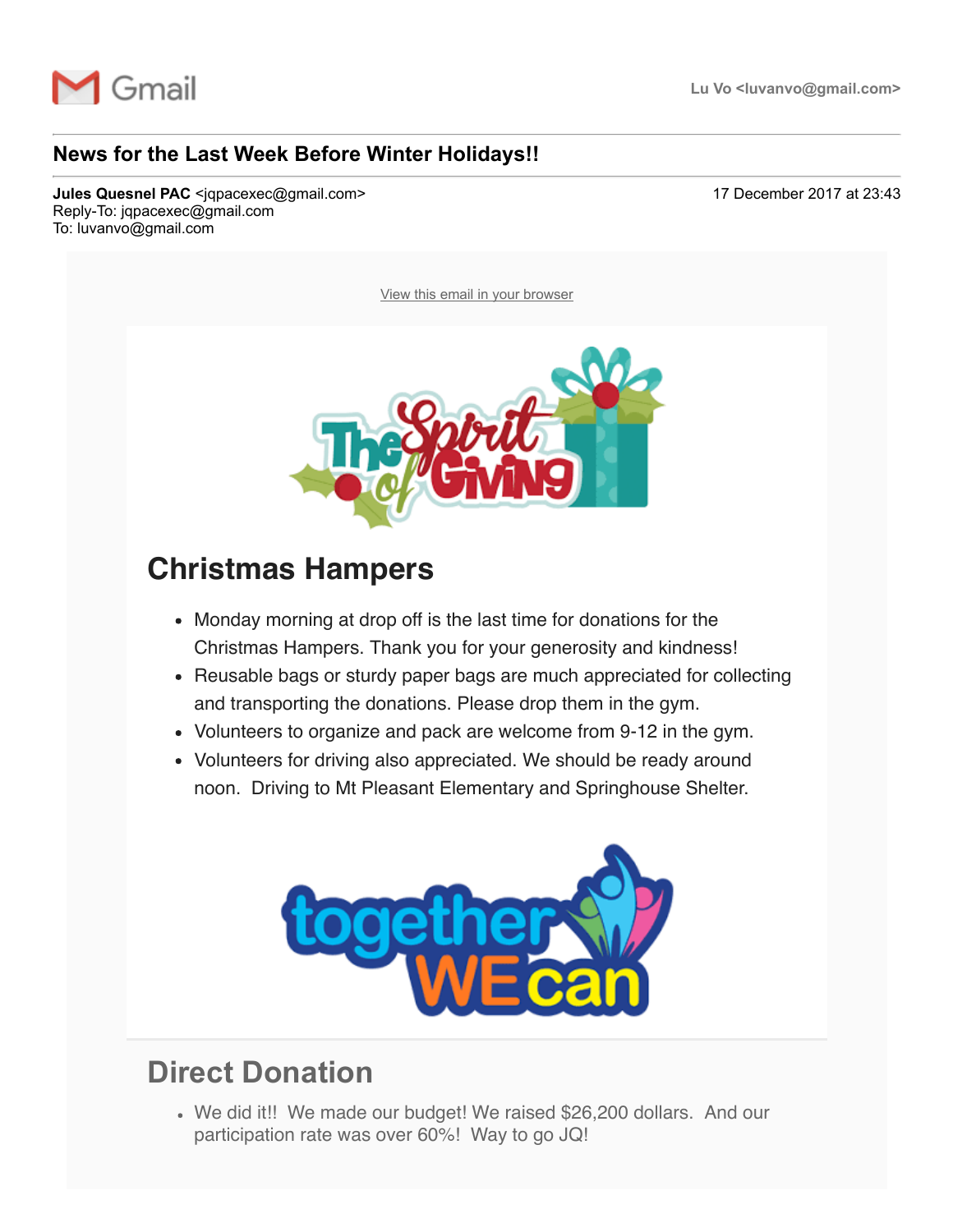Gmail Lu Vo <luvanvo@gmail.com>

# News for the Last Week Before Winter Holidays!!

**Jules Quesnel PAC** <jqpacexec@gmail.com>
Reply-To: jqpacexec@gmail.com
To: luvanvo@gmail.com

17 December 2017 at 23:43

View this email in your browser

## Christmas Hampers

- Monday morning at drop off is the last time for donations for the Christmas Hampers. Thank you for your generosity and kindness!
- Reusable bags or sturdy paper bags are much appreciated for collecting and transporting the donations. Please drop them in the gym.
- Volunteers to organize and pack are welcome from 9-12 in the gym.
- Volunteers for driving also appreciated. We should be ready around noon. Driving to Mt Pleasant Elementary and Springhouse Shelter.

## Direct Donation

- We did it!! We made our budget! We raised $26,200 dollars. And our participation rate was over 60%! Way to go JQ!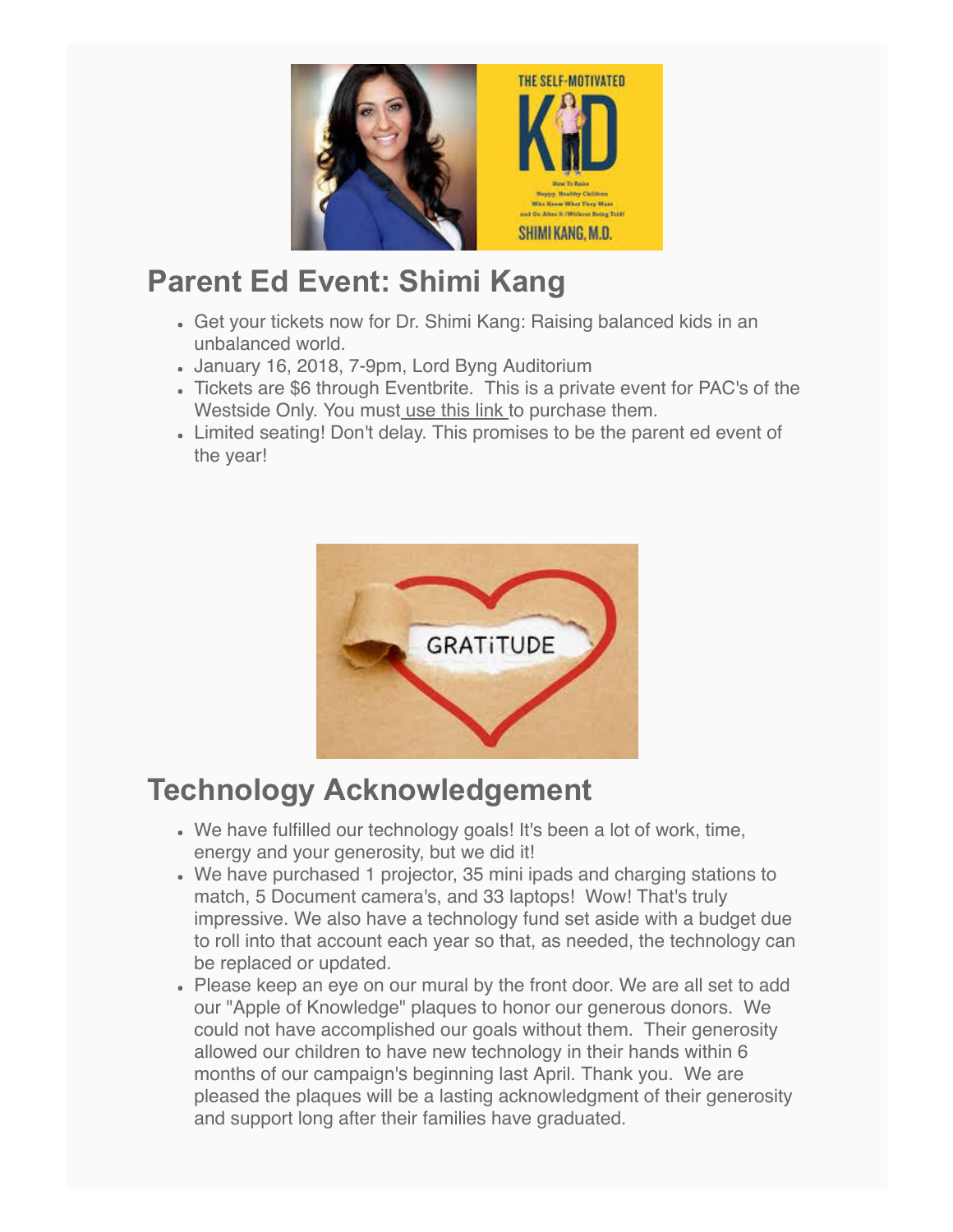## Parent Ed Event: Shimi Kang

- Get your tickets now for Dr. Shimi Kang: Raising balanced kids in an unbalanced world.
- January 16, 2018, 7-9pm, Lord Byng Auditorium
- Tickets are $6 through Eventbrite. This is a private event for PAC's of the Westside Only. You must use this link to purchase them.
- Limited seating! Don't delay. This promises to be the parent ed event of the year!

## Technology Acknowledgement

- We have fulfilled our technology goals! It's been a lot of work, time, energy and your generosity, but we did it!
- We have purchased 1 projector, 35 mini ipads and charging stations to match, 5 Document camera's, and 33 laptops! Wow! That's truly impressive. We also have a technology fund set aside with a budget due to roll into that account each year so that, as needed, the technology can be replaced or updated.
- Please keep an eye on our mural by the front door. We are all set to add our "Apple of Knowledge" plaques to honor our generous donors. We could not have accomplished our goals without them. Their generosity allowed our children to have new technology in their hands within 6 months of our campaign's beginning last April. Thank you. We are pleased the plaques will be a lasting acknowledgment of their generosity and support long after their families have graduated.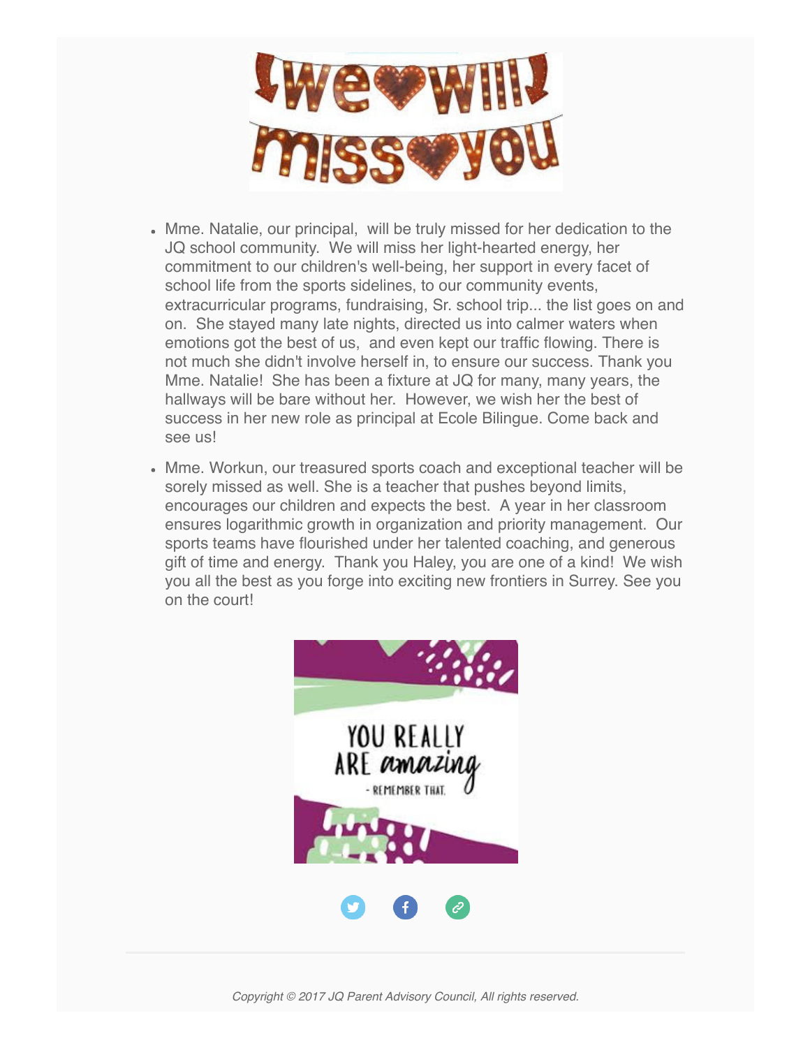- Mme. Natalie, our principal,  will be truly missed for her dedication to the JQ school community.  We will miss her light-hearted energy, her commitment to our children's well-being, her support in every facet of school life from the sports sidelines, to our community events, extracurricular programs, fundraising, Sr. school trip... the list goes on and on.  She stayed many late nights, directed us into calmer waters when emotions got the best of us,  and even kept our traffic flowing. There is not much she didn't involve herself in, to ensure our success. Thank you Mme. Natalie!  She has been a fixture at JQ for many, many years, the hallways will be bare without her.  However, we wish her the best of success in her new role as principal at Ecole Bilingue. Come back and see us!
- Mme. Workun, our treasured sports coach and exceptional teacher will be sorely missed as well. She is a teacher that pushes beyond limits, encourages our children and expects the best.  A year in her classroom ensures logarithmic growth in organization and priority management.  Our sports teams have flourished under her talented coaching, and generous gift of time and energy.  Thank you Haley, you are one of a kind!  We wish you all the best as you forge into exciting new frontiers in Surrey. See you on the court!

*Copyright © 2017 JQ Parent Advisory Council, All rights reserved.*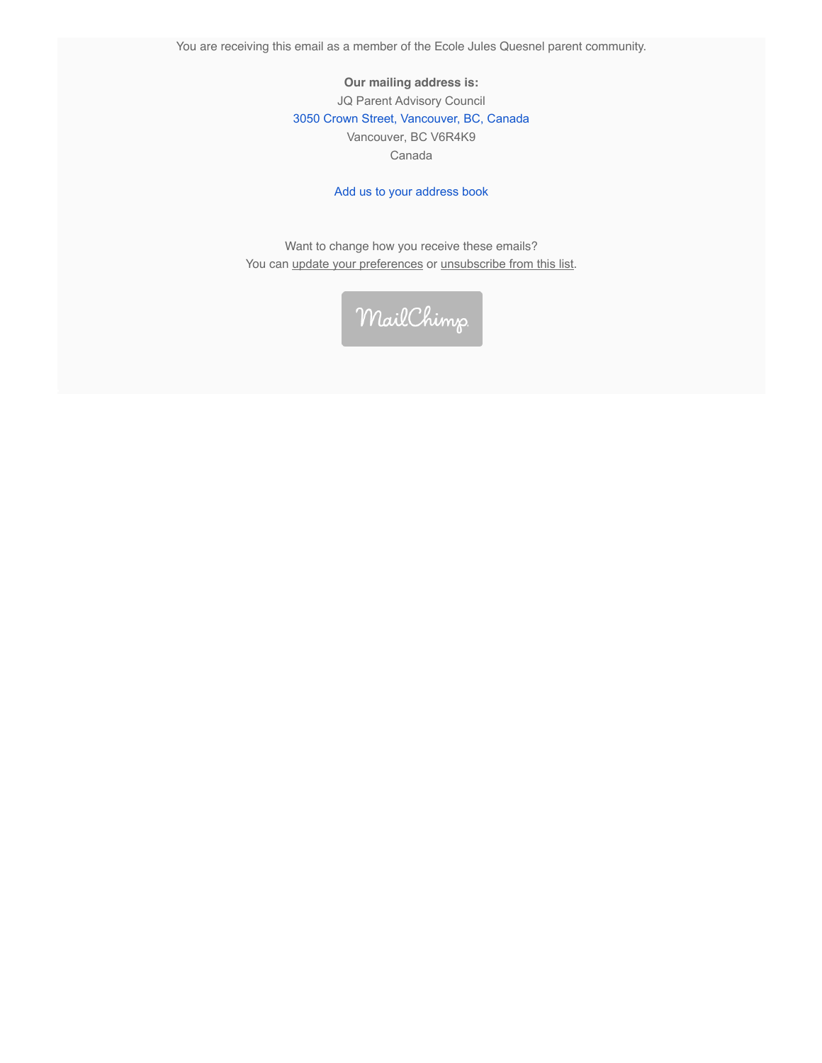You are receiving this email as a member of the Ecole Jules Quesnel parent community.

**Our mailing address is:**
JQ Parent Advisory Council
3050 Crown Street, Vancouver, BC, Canada
Vancouver, BC V6R4K9
Canada

Add us to your address book

Want to change how you receive these emails?
You can update your preferences or unsubscribe from this list.

MailChimp